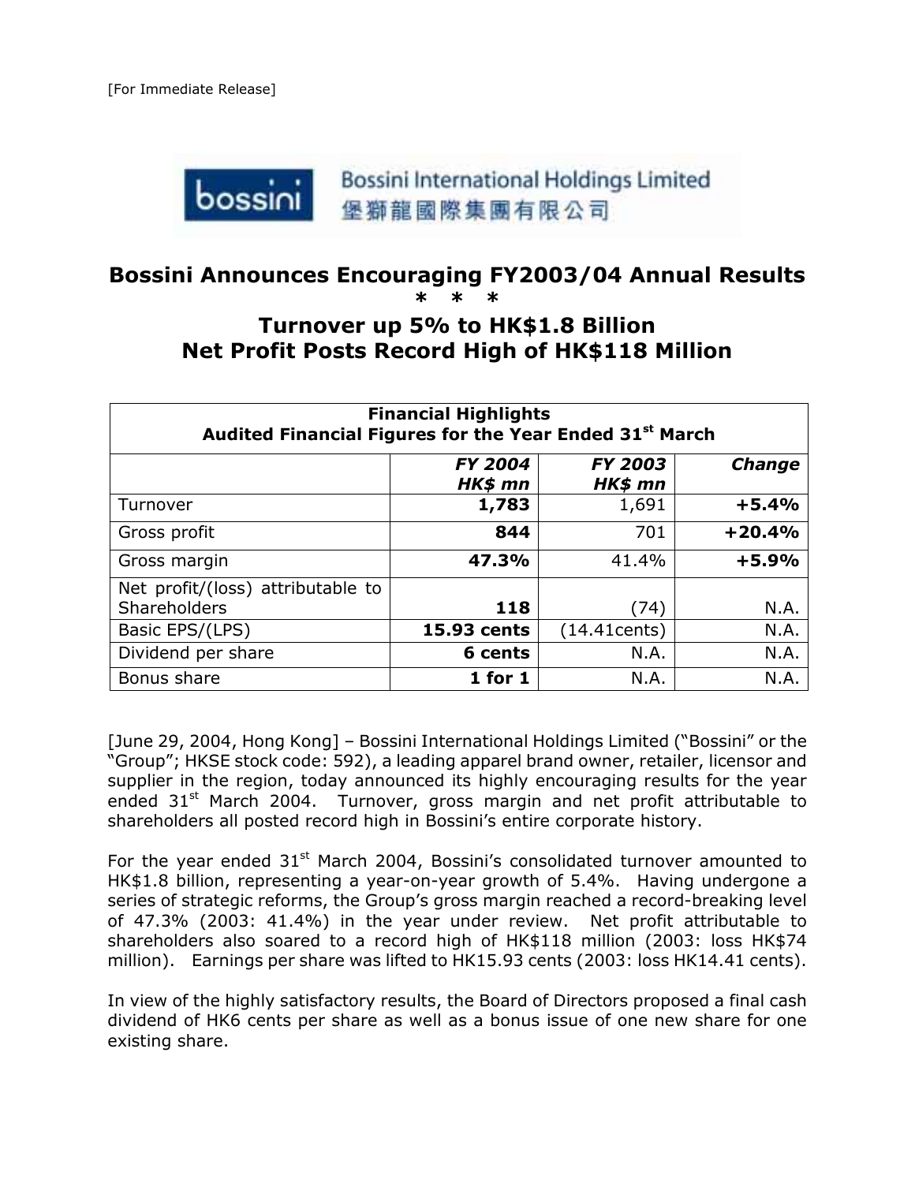[For Immediate Release]

Bossini International Holdings Limited
堡獅龍國際集團有限公司

# Bossini Announces Encouraging FY2003/04 Annual Results

\* \* \*

## Turnover up 5% to HK$1.8 Billion
## Net Profit Posts Record High of HK$118 Million

| Financial Highlights<br>Audited Financial Figures for the Year Ended 31st March | | | |
|---|---|---|---|
| | *FY 2004 HK$ mn* | *FY 2003 HK$ mn* | *Change* |
| Turnover | **1,783** | 1,691 | **+5.4%** |
| Gross profit | **844** | 701 | **+20.4%** |
| Gross margin | **47.3%** | 41.4% | **+5.9%** |
| Net profit/(loss) attributable to Shareholders | **118** | (74) | N.A. |
| Basic EPS/(LPS) | **15.93 cents** | (14.41cents) | N.A. |
| Dividend per share | **6 cents** | N.A. | N.A. |
| Bonus share | **1 for 1** | N.A. | N.A. |

[June 29, 2004, Hong Kong] – Bossini International Holdings Limited ("Bossini" or the "Group"; HKSE stock code: 592), a leading apparel brand owner, retailer, licensor and supplier in the region, today announced its highly encouraging results for the year ended 31st March 2004. Turnover, gross margin and net profit attributable to shareholders all posted record high in Bossini's entire corporate history.

For the year ended 31st March 2004, Bossini's consolidated turnover amounted to HK$1.8 billion, representing a year-on-year growth of 5.4%. Having undergone a series of strategic reforms, the Group's gross margin reached a record-breaking level of 47.3% (2003: 41.4%) in the year under review. Net profit attributable to shareholders also soared to a record high of HK$118 million (2003: loss HK$74 million). Earnings per share was lifted to HK15.93 cents (2003: loss HK14.41 cents).

In view of the highly satisfactory results, the Board of Directors proposed a final cash dividend of HK6 cents per share as well as a bonus issue of one new share for one existing share.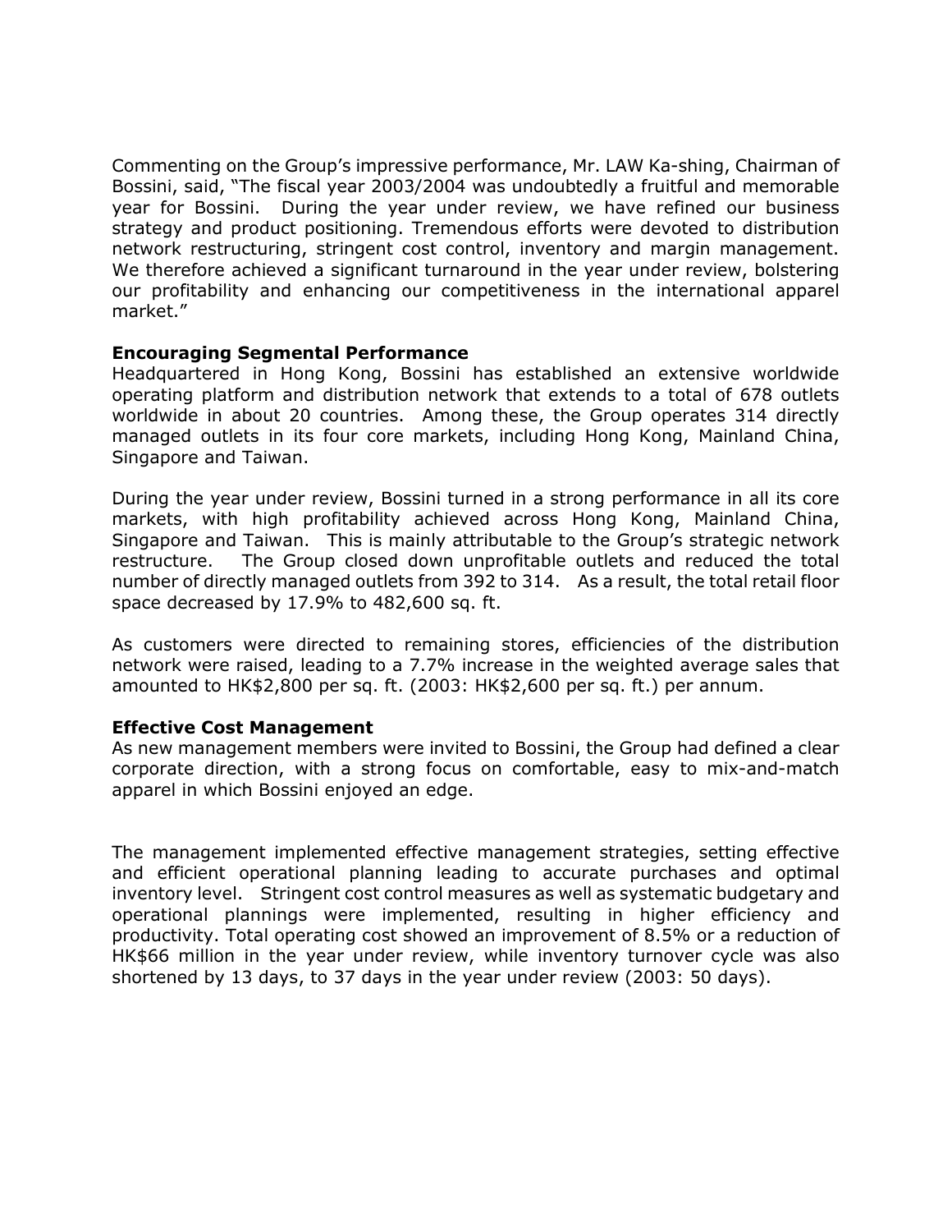Commenting on the Group's impressive performance, Mr. LAW Ka-shing, Chairman of Bossini, said, "The fiscal year 2003/2004 was undoubtedly a fruitful and memorable year for Bossini. During the year under review, we have refined our business strategy and product positioning. Tremendous efforts were devoted to distribution network restructuring, stringent cost control, inventory and margin management. We therefore achieved a significant turnaround in the year under review, bolstering our profitability and enhancing our competitiveness in the international apparel market."

**Encouraging Segmental Performance**

Headquartered in Hong Kong, Bossini has established an extensive worldwide operating platform and distribution network that extends to a total of 678 outlets worldwide in about 20 countries. Among these, the Group operates 314 directly managed outlets in its four core markets, including Hong Kong, Mainland China, Singapore and Taiwan.

During the year under review, Bossini turned in a strong performance in all its core markets, with high profitability achieved across Hong Kong, Mainland China, Singapore and Taiwan. This is mainly attributable to the Group's strategic network restructure. The Group closed down unprofitable outlets and reduced the total number of directly managed outlets from 392 to 314. As a result, the total retail floor space decreased by 17.9% to 482,600 sq. ft.

As customers were directed to remaining stores, efficiencies of the distribution network were raised, leading to a 7.7% increase in the weighted average sales that amounted to HK$2,800 per sq. ft. (2003: HK$2,600 per sq. ft.) per annum.

**Effective Cost Management**

As new management members were invited to Bossini, the Group had defined a clear corporate direction, with a strong focus on comfortable, easy to mix-and-match apparel in which Bossini enjoyed an edge.

The management implemented effective management strategies, setting effective and efficient operational planning leading to accurate purchases and optimal inventory level. Stringent cost control measures as well as systematic budgetary and operational plannings were implemented, resulting in higher efficiency and productivity. Total operating cost showed an improvement of 8.5% or a reduction of HK$66 million in the year under review, while inventory turnover cycle was also shortened by 13 days, to 37 days in the year under review (2003: 50 days).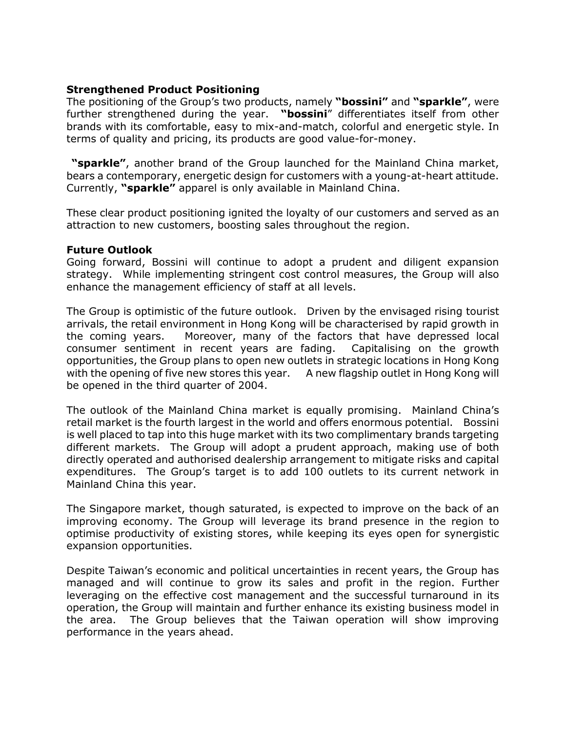**Strengthened Product Positioning**

The positioning of the Group's two products, namely **"bossini"** and **"sparkle"**, were further strengthened during the year. **"bossini**" differentiates itself from other brands with its comfortable, easy to mix-and-match, colorful and energetic style. In terms of quality and pricing, its products are good value-for-money.

**"sparkle"**, another brand of the Group launched for the Mainland China market, bears a contemporary, energetic design for customers with a young-at-heart attitude. Currently, **"sparkle"** apparel is only available in Mainland China.

These clear product positioning ignited the loyalty of our customers and served as an attraction to new customers, boosting sales throughout the region.

**Future Outlook**

Going forward, Bossini will continue to adopt a prudent and diligent expansion strategy. While implementing stringent cost control measures, the Group will also enhance the management efficiency of staff at all levels.

The Group is optimistic of the future outlook. Driven by the envisaged rising tourist arrivals, the retail environment in Hong Kong will be characterised by rapid growth in the coming years. Moreover, many of the factors that have depressed local consumer sentiment in recent years are fading. Capitalising on the growth opportunities, the Group plans to open new outlets in strategic locations in Hong Kong with the opening of five new stores this year. A new flagship outlet in Hong Kong will be opened in the third quarter of 2004.

The outlook of the Mainland China market is equally promising. Mainland China's retail market is the fourth largest in the world and offers enormous potential. Bossini is well placed to tap into this huge market with its two complimentary brands targeting different markets. The Group will adopt a prudent approach, making use of both directly operated and authorised dealership arrangement to mitigate risks and capital expenditures. The Group's target is to add 100 outlets to its current network in Mainland China this year.

The Singapore market, though saturated, is expected to improve on the back of an improving economy. The Group will leverage its brand presence in the region to optimise productivity of existing stores, while keeping its eyes open for synergistic expansion opportunities.

Despite Taiwan's economic and political uncertainties in recent years, the Group has managed and will continue to grow its sales and profit in the region. Further leveraging on the effective cost management and the successful turnaround in its operation, the Group will maintain and further enhance its existing business model in the area. The Group believes that the Taiwan operation will show improving performance in the years ahead.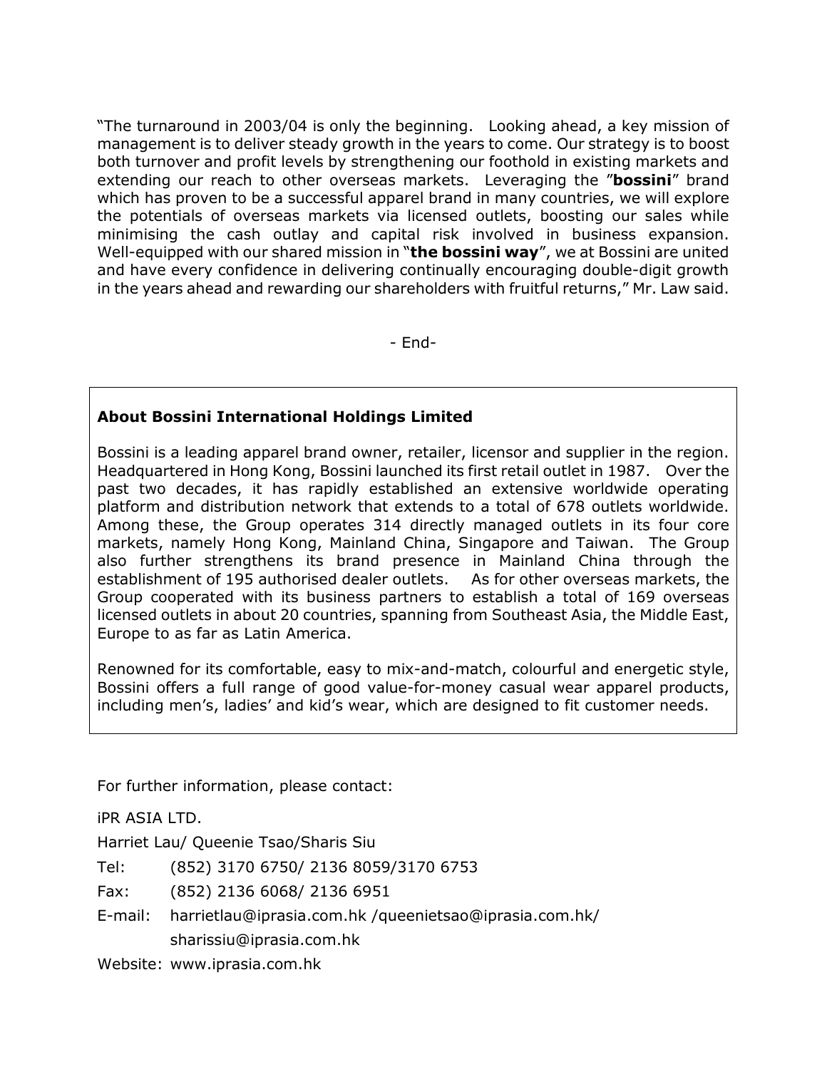"The turnaround in 2003/04 is only the beginning. Looking ahead, a key mission of management is to deliver steady growth in the years to come. Our strategy is to boost both turnover and profit levels by strengthening our foothold in existing markets and extending our reach to other overseas markets. Leveraging the "**bossini**" brand which has proven to be a successful apparel brand in many countries, we will explore the potentials of overseas markets via licensed outlets, boosting our sales while minimising the cash outlay and capital risk involved in business expansion. Well-equipped with our shared mission in "**the bossini way**", we at Bossini are united and have every confidence in delivering continually encouraging double-digit growth in the years ahead and rewarding our shareholders with fruitful returns," Mr. Law said.

- End-

**About Bossini International Holdings Limited**

Bossini is a leading apparel brand owner, retailer, licensor and supplier in the region. Headquartered in Hong Kong, Bossini launched its first retail outlet in 1987. Over the past two decades, it has rapidly established an extensive worldwide operating platform and distribution network that extends to a total of 678 outlets worldwide. Among these, the Group operates 314 directly managed outlets in its four core markets, namely Hong Kong, Mainland China, Singapore and Taiwan. The Group also further strengthens its brand presence in Mainland China through the establishment of 195 authorised dealer outlets. As for other overseas markets, the Group cooperated with its business partners to establish a total of 169 overseas licensed outlets in about 20 countries, spanning from Southeast Asia, the Middle East, Europe to as far as Latin America.

Renowned for its comfortable, easy to mix-and-match, colourful and energetic style, Bossini offers a full range of good value-for-money casual wear apparel products, including men's, ladies' and kid's wear, which are designed to fit customer needs.

For further information, please contact:

iPR ASIA LTD.

Harriet Lau/ Queenie Tsao/Sharis Siu

Tel: (852) 3170 6750/ 2136 8059/3170 6753

Fax: (852) 2136 6068/ 2136 6951

E-mail: harrietlau@iprasia.com.hk /queenietsao@iprasia.com.hk/ sharissiu@iprasia.com.hk

Website: www.iprasia.com.hk